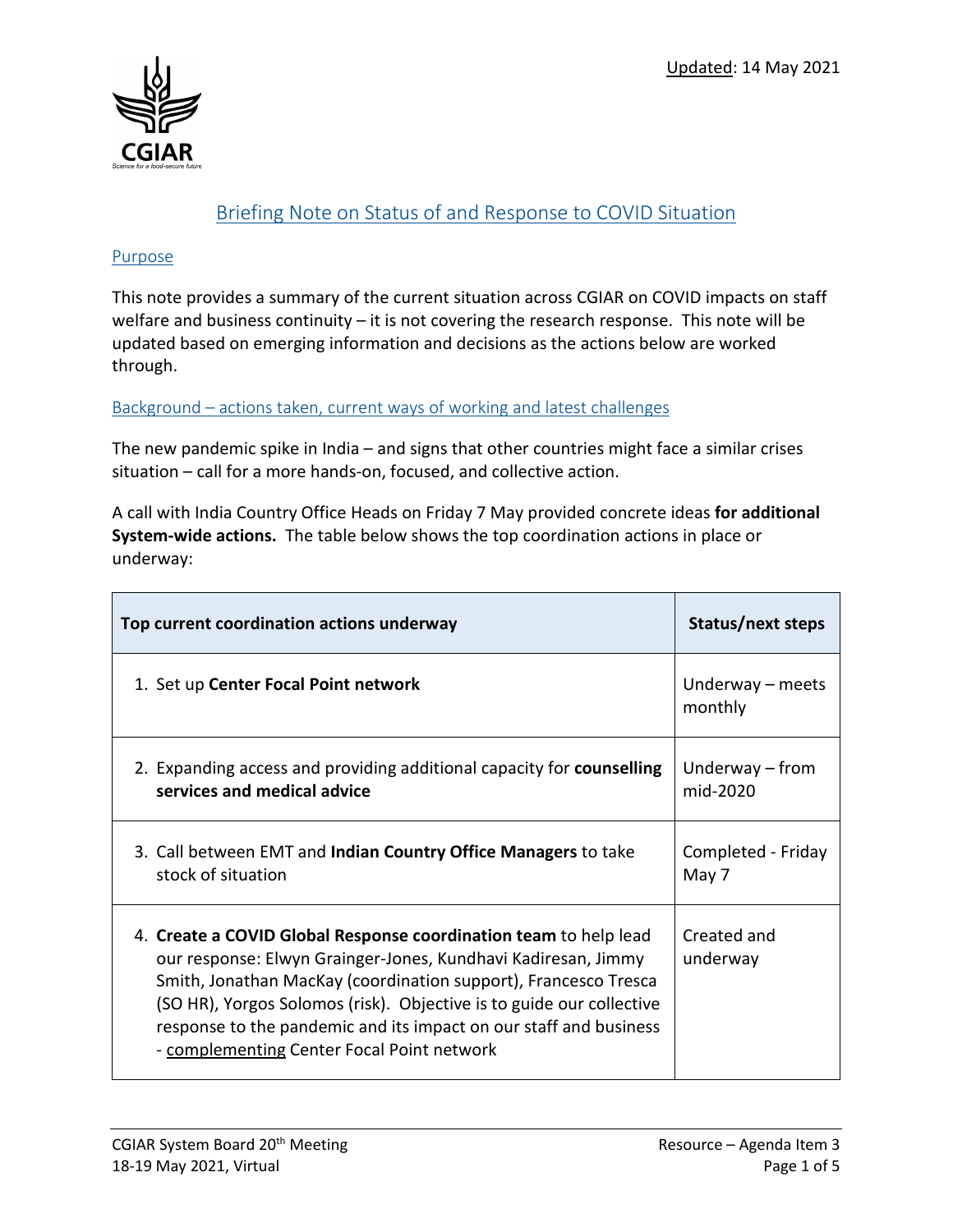Updated: 14 May 2021

# Briefing Note on Status of and Response to COVID Situation

## Purpose

This note provides a summary of the current situation across CGIAR on COVID impacts on staff welfare and business continuity – it is not covering the research response. This note will be updated based on emerging information and decisions as the actions below are worked through.

## Background – actions taken, current ways of working and latest challenges

The new pandemic spike in India – and signs that other countries might face a similar crises situation – call for a more hands-on, focused, and collective action.

A call with India Country Office Heads on Friday 7 May provided concrete ideas **for additional System-wide actions.** The table below shows the top coordination actions in place or underway:

| Top current coordination actions underway | Status/next steps |
| --- | --- |
| 1. Set up **Center Focal Point network** | Underway – meets monthly |
| 2. Expanding access and providing additional capacity for **counselling services and medical advice** | Underway – from mid-2020 |
| 3. Call between EMT and **Indian Country Office Managers** to take stock of situation | Completed - Friday May 7 |
| 4. **Create a COVID Global Response coordination team** to help lead our response: Elwyn Grainger-Jones, Kundhavi Kadiresan, Jimmy Smith, Jonathan MacKay (coordination support), Francesco Tresca (SO HR), Yorgos Solomos (risk). Objective is to guide our collective response to the pandemic and its impact on our staff and business - complementing Center Focal Point network | Created and underway |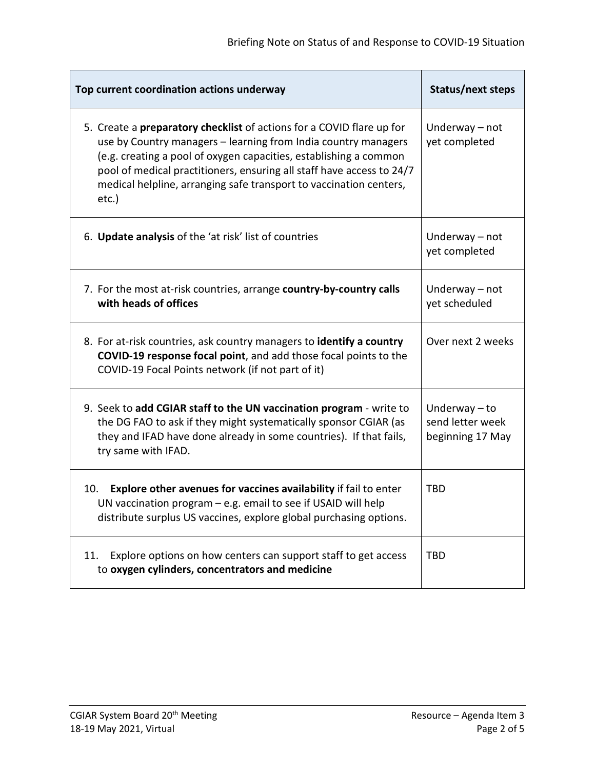| Top current coordination actions underway | Status/next steps |
|---|---|
| 5. Create a **preparatory checklist** of actions for a COVID flare up for use by Country managers – learning from India country managers (e.g. creating a pool of oxygen capacities, establishing a common pool of medical practitioners, ensuring all staff have access to 24/7 medical helpline, arranging safe transport to vaccination centers, etc.) | Underway – not yet completed |
| 6. **Update analysis** of the 'at risk' list of countries | Underway – not yet completed |
| 7. For the most at-risk countries, arrange **country-by-country calls with heads of offices** | Underway – not yet scheduled |
| 8. For at-risk countries, ask country managers to **identify a country COVID-19 response focal point**, and add those focal points to the COVID-19 Focal Points network (if not part of it) | Over next 2 weeks |
| 9. Seek to **add CGIAR staff to the UN vaccination program** - write to the DG FAO to ask if they might systematically sponsor CGIAR (as they and IFAD have done already in some countries). If that fails, try same with IFAD. | Underway – to send letter week beginning 17 May |
| 10. **Explore other avenues for vaccines availability** if fail to enter UN vaccination program – e.g. email to see if USAID will help distribute surplus US vaccines, explore global purchasing options. | TBD |
| 11. Explore options on how centers can support staff to get access to **oxygen cylinders, concentrators and medicine** | TBD |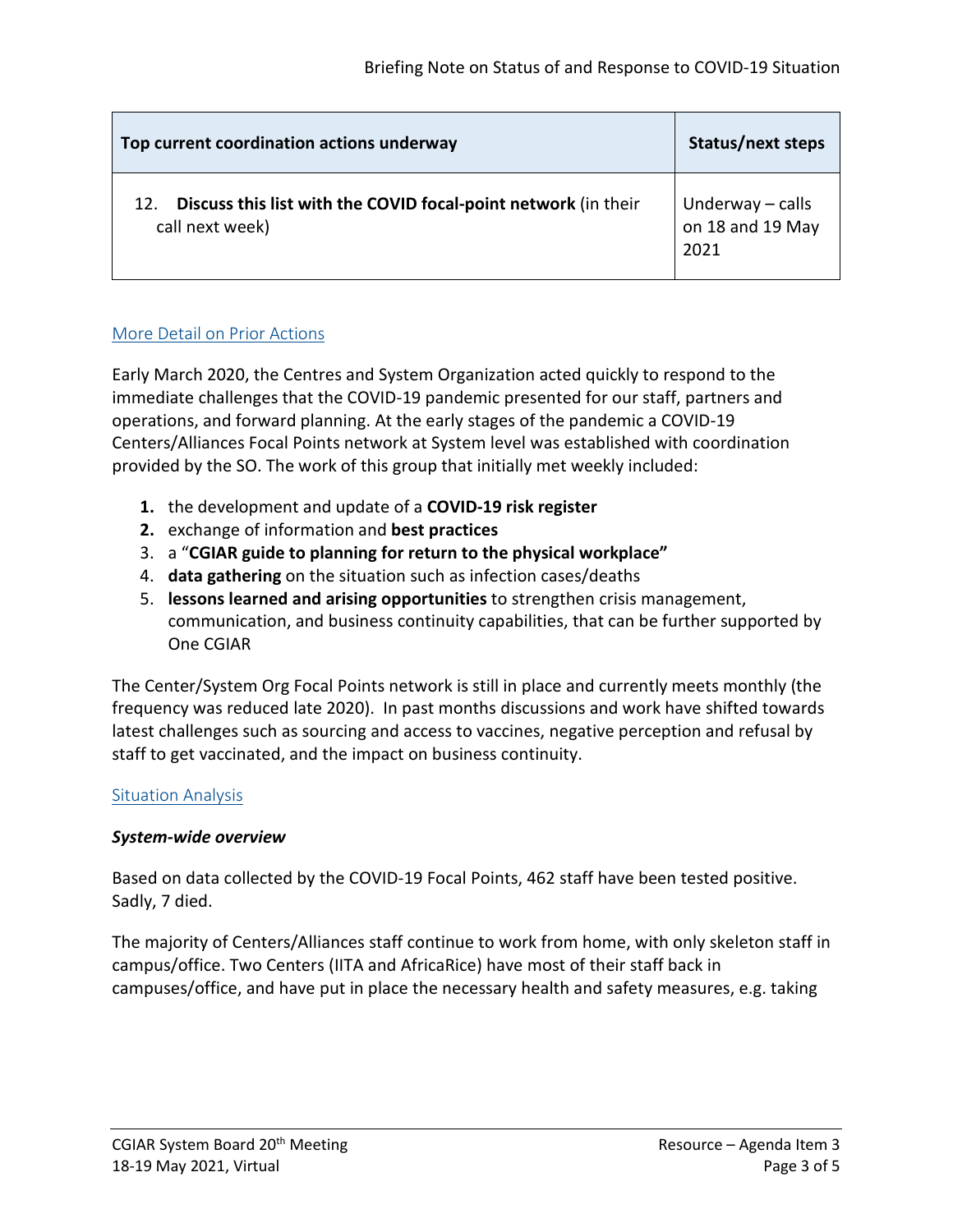| Top current coordination actions underway | Status/next steps |
| --- | --- |
| 12. **Discuss this list with the COVID focal-point network** (in their call next week) | Underway – calls on 18 and 19 May 2021 |

## More Detail on Prior Actions

Early March 2020, the Centres and System Organization acted quickly to respond to the immediate challenges that the COVID-19 pandemic presented for our staff, partners and operations, and forward planning. At the early stages of the pandemic a COVID-19 Centers/Alliances Focal Points network at System level was established with coordination provided by the SO. The work of this group that initially met weekly included:

1. the development and update of a **COVID-19 risk register**
2. exchange of information and **best practices**
3. a "**CGIAR guide to planning for return to the physical workplace"**
4. **data gathering** on the situation such as infection cases/deaths
5. **lessons learned and arising opportunities** to strengthen crisis management, communication, and business continuity capabilities, that can be further supported by One CGIAR

The Center/System Org Focal Points network is still in place and currently meets monthly (the frequency was reduced late 2020). In past months discussions and work have shifted towards latest challenges such as sourcing and access to vaccines, negative perception and refusal by staff to get vaccinated, and the impact on business continuity.

## Situation Analysis

### *System-wide overview*

Based on data collected by the COVID-19 Focal Points, 462 staff have been tested positive. Sadly, 7 died.

The majority of Centers/Alliances staff continue to work from home, with only skeleton staff in campus/office. Two Centers (IITA and AfricaRice) have most of their staff back in campuses/office, and have put in place the necessary health and safety measures, e.g. taking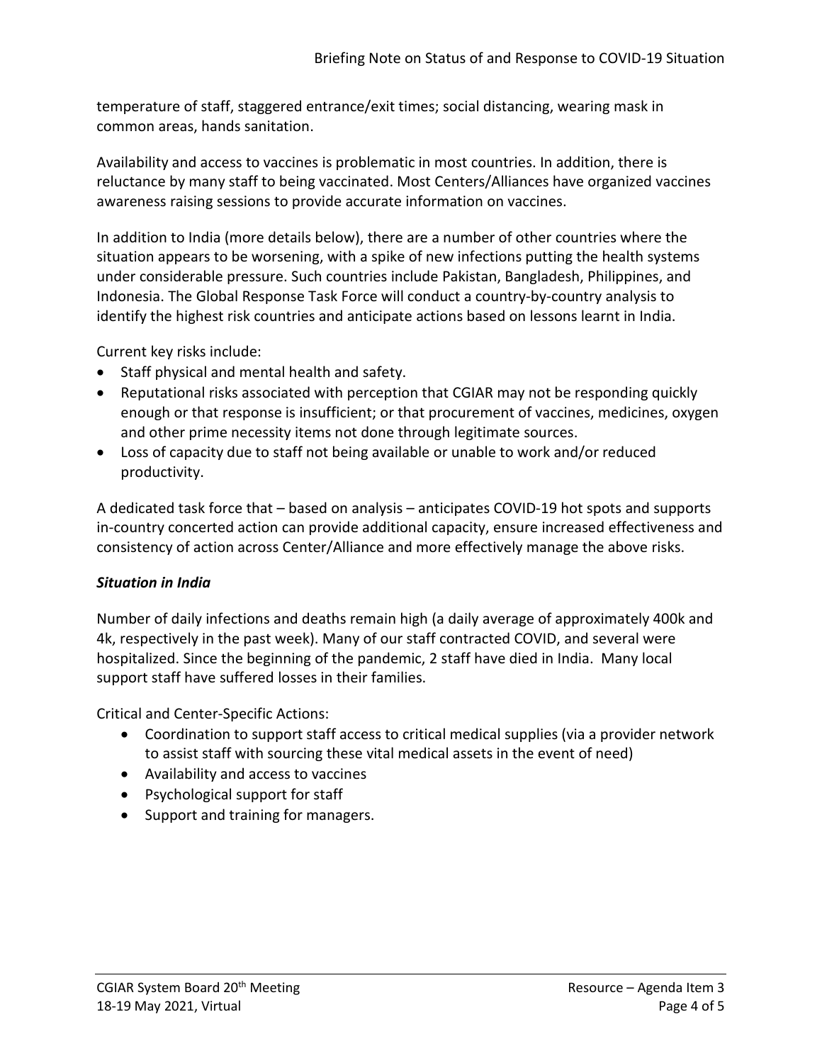temperature of staff, staggered entrance/exit times; social distancing, wearing mask in common areas, hands sanitation.

Availability and access to vaccines is problematic in most countries. In addition, there is reluctance by many staff to being vaccinated. Most Centers/Alliances have organized vaccines awareness raising sessions to provide accurate information on vaccines.

In addition to India (more details below), there are a number of other countries where the situation appears to be worsening, with a spike of new infections putting the health systems under considerable pressure. Such countries include Pakistan, Bangladesh, Philippines, and Indonesia. The Global Response Task Force will conduct a country-by-country analysis to identify the highest risk countries and anticipate actions based on lessons learnt in India.

Current key risks include:

- Staff physical and mental health and safety.
- Reputational risks associated with perception that CGIAR may not be responding quickly enough or that response is insufficient; or that procurement of vaccines, medicines, oxygen and other prime necessity items not done through legitimate sources.
- Loss of capacity due to staff not being available or unable to work and/or reduced productivity.

A dedicated task force that – based on analysis – anticipates COVID-19 hot spots and supports in-country concerted action can provide additional capacity, ensure increased effectiveness and consistency of action across Center/Alliance and more effectively manage the above risks.

***Situation in India***

Number of daily infections and deaths remain high (a daily average of approximately 400k and 4k, respectively in the past week). Many of our staff contracted COVID, and several were hospitalized. Since the beginning of the pandemic, 2 staff have died in India. Many local support staff have suffered losses in their families.

Critical and Center-Specific Actions:

- Coordination to support staff access to critical medical supplies (via a provider network to assist staff with sourcing these vital medical assets in the event of need)
- Availability and access to vaccines
- Psychological support for staff
- Support and training for managers.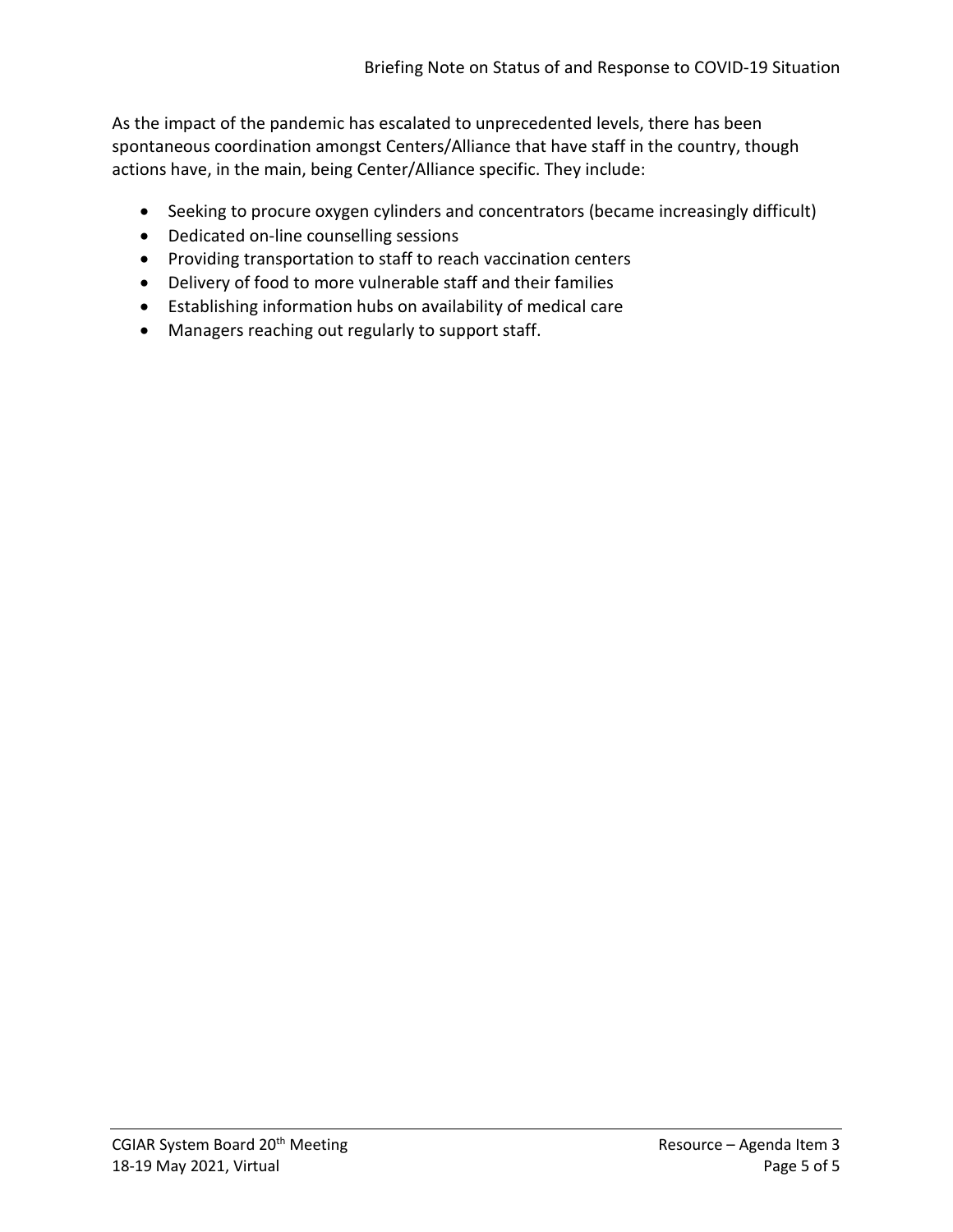As the impact of the pandemic has escalated to unprecedented levels, there has been spontaneous coordination amongst Centers/Alliance that have staff in the country, though actions have, in the main, being Center/Alliance specific. They include:

- Seeking to procure oxygen cylinders and concentrators (became increasingly difficult)
- Dedicated on-line counselling sessions
- Providing transportation to staff to reach vaccination centers
- Delivery of food to more vulnerable staff and their families
- Establishing information hubs on availability of medical care
- Managers reaching out regularly to support staff.